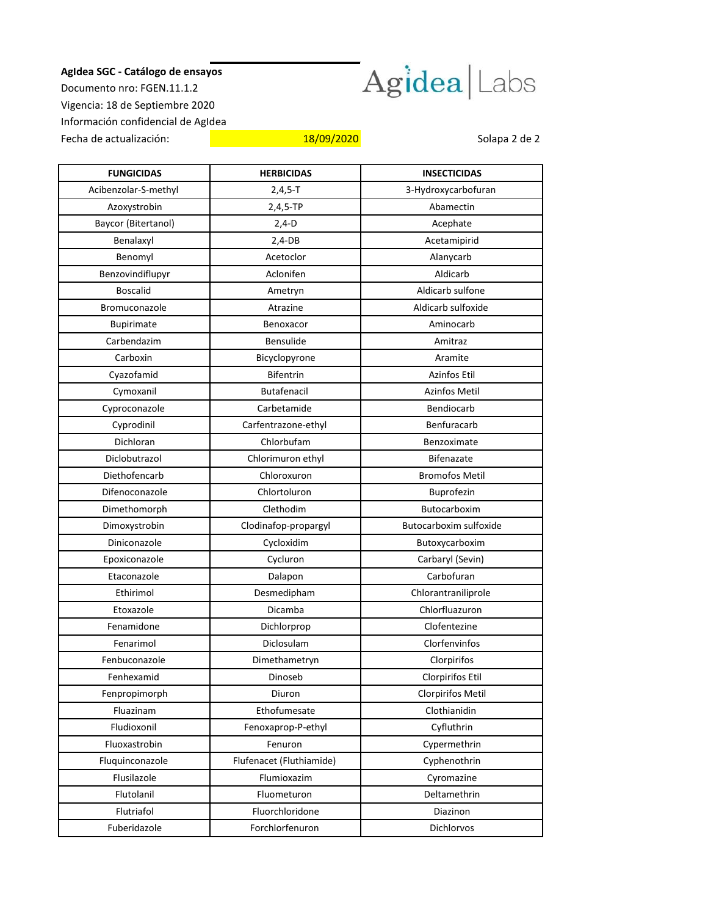**AgIdea SGC - Catálogo de ensayos**

Documento nro: FGEN.11.1.2

Vigencia: 18 de Septiembre 2020

Información confidencial de AgIdea

Fecha de actualización: 18/09/2020

Agidea | Labs

Solapa 2 de 2

| FUNGICIDAS | HERBICIDAS | INSECTICIDAS |
|---|---|---|
| Acibenzolar-S-methyl | 2,4,5-T | 3-Hydroxycarbofuran |
| Azoxystrobin | 2,4,5-TP | Abamectin |
| Baycor (Bitertanol) | 2,4-D | Acephate |
| Benalaxyl | 2,4-DB | Acetamipirid |
| Benomyl | Acetoclor | Alanycarb |
| Benzovindiflupyr | Aclonifen | Aldicarb |
| Boscalid | Ametryn | Aldicarb sulfone |
| Bromuconazole | Atrazine | Aldicarb sulfoxide |
| Bupirimate | Benoxacor | Aminocarb |
| Carbendazim | Bensulide | Amitraz |
| Carboxin | Bicyclopyrone | Aramite |
| Cyazofamid | Bifentrin | Azinfos Etil |
| Cymoxanil | Butafenacil | Azinfos Metil |
| Cyproconazole | Carbetamide | Bendiocarb |
| Cyprodinil | Carfentrazone-ethyl | Benfuracarb |
| Dichloran | Chlorbufam | Benzoximate |
| Diclobutrazol | Chlorimuron ethyl | Bifenazate |
| Diethofencarb | Chloroxuron | Bromofos Metil |
| Difenoconazole | Chlortoluron | Buprofezin |
| Dimethomorph | Clethodim | Butocarboxim |
| Dimoxystrobin | Clodinafop-propargyl | Butocarboxim sulfoxide |
| Diniconazole | Cycloxidim | Butoxycarboxim |
| Epoxiconazole | Cycluron | Carbaryl (Sevin) |
| Etaconazole | Dalapon | Carbofuran |
| Ethirimol | Desmedipham | Chlorantraniliprole |
| Etoxazole | Dicamba | Chlorfluazuron |
| Fenamidone | Dichlorprop | Clofentezine |
| Fenarimol | Diclosulam | Clorfenvinfos |
| Fenbuconazole | Dimethametryn | Clorpirifos |
| Fenhexamid | Dinoseb | Clorpirifos Etil |
| Fenpropimorph | Diuron | Clorpirifos Metil |
| Fluazinam | Ethofumesate | Clothianidin |
| Fludioxonil | Fenoxaprop-P-ethyl | Cyfluthrin |
| Fluoxastrobin | Fenuron | Cypermethrin |
| Fluquinconazole | Flufenacet (Fluthiamide) | Cyphenothrin |
| Flusilazole | Flumioxazim | Cyromazine |
| Flutolanil | Fluometuron | Deltamethrin |
| Flutriafol | Fluorchloridone | Diazinon |
| Fuberidazole | Forchlorfenuron | Dichlorvos |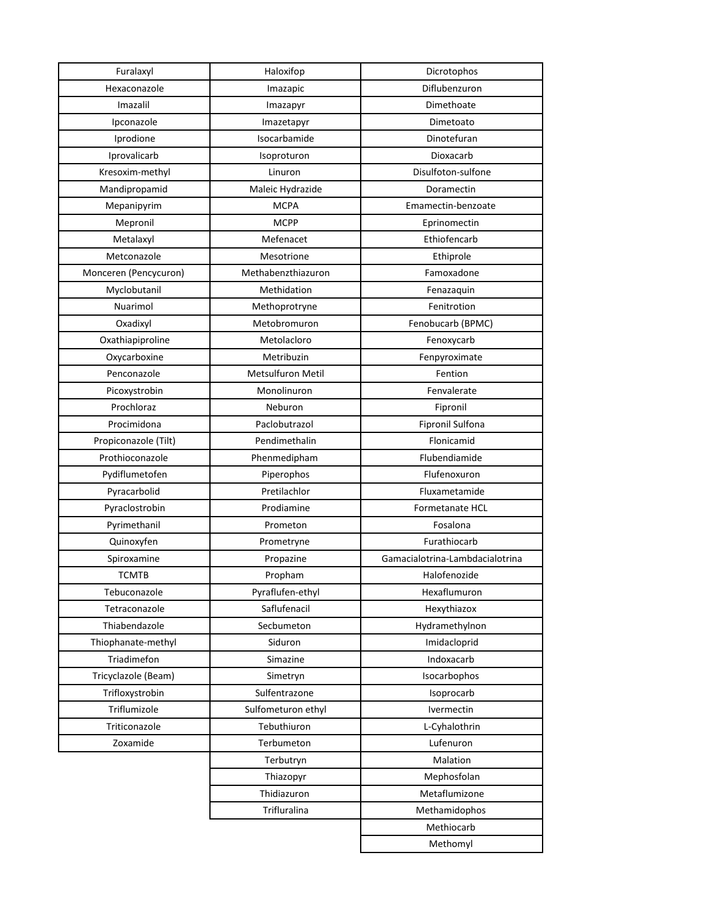| | | |
|---|---|---|
| Furalaxyl | Haloxifop | Dicrotophos |
| Hexaconazole | Imazapic | Diflubenzuron |
| Imazalil | Imazapyr | Dimethoate |
| Ipconazole | Imazetapyr | Dimetoato |
| Iprodione | Isocarbamide | Dinotefuran |
| Iprovalicarb | Isoproturon | Dioxacarb |
| Kresoxim-methyl | Linuron | Disulfoton-sulfone |
| Mandipropamid | Maleic Hydrazide | Doramectin |
| Mepanipyrim | MCPA | Emamectin-benzoate |
| Mepronil | MCPP | Eprinomectin |
| Metalaxyl | Mefenacet | Ethiofencarb |
| Metconazole | Mesotrione | Ethiprole |
| Monceren (Pencycuron) | Methabenzthiazuron | Famoxadone |
| Myclobutanil | Methidation | Fenazaquin |
| Nuarimol | Methoprotryne | Fenitrotion |
| Oxadixyl | Metobromuron | Fenobucarb (BPMC) |
| Oxathiapiproline | Metolacloro | Fenoxycarb |
| Oxycarboxine | Metribuzin | Fenpyroximate |
| Penconazole | Metsulfuron Metil | Fention |
| Picoxystrobin | Monolinuron | Fenvalerate |
| Prochloraz | Neburon | Fipronil |
| Procimidona | Paclobutrazol | Fipronil Sulfona |
| Propiconazole (Tilt) | Pendimethalin | Flonicamid |
| Prothioconazole | Phenmedipham | Flubendiamide |
| Pydiflumetofen | Piperophos | Flufenoxuron |
| Pyracarbolid | Pretilachlor | Fluxametamide |
| Pyraclostrobin | Prodiamine | Formetanate HCL |
| Pyrimethanil | Prometon | Fosalona |
| Quinoxyfen | Prometryne | Furathiocarb |
| Spiroxamine | Propazine | Gamacialotrina-Lambdacialotrina |
| TCMTB | Propham | Halofenozide |
| Tebuconazole | Pyraflufen-ethyl | Hexaflumuron |
| Tetraconazole | Saflufenacil | Hexythiazox |
| Thiabendazole | Secbumeton | Hydramethylnon |
| Thiophanate-methyl | Siduron | Imidacloprid |
| Triadimefon | Simazine | Indoxacarb |
| Tricyclazole (Beam) | Simetryn | Isocarbophos |
| Trifloxystrobin | Sulfentrazone | Isoprocarb |
| Triflumizole | Sulfometuron ethyl | Ivermectin |
| Triticonazole | Tebuthiuron | L-Cyhalothrin |
| Zoxamide | Terbumeton | Lufenuron |
| | Terbutryn | Malation |
| | Thiazopyr | Mephosfolan |
| | Thidiazuron | Metaflumizone |
| | Trifluralina | Methamidophos |
| | | Methiocarb |
| | | Methomyl |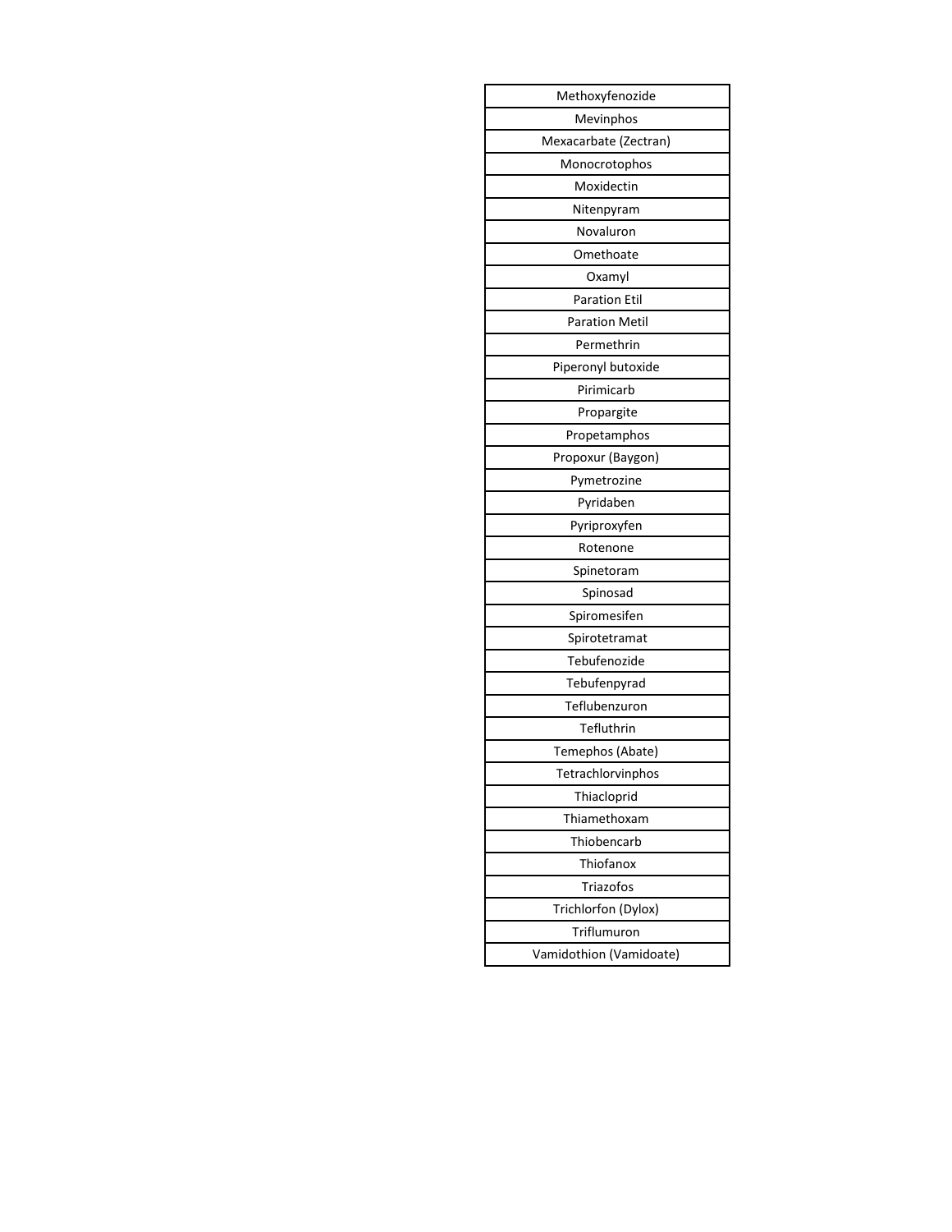| |
|---|
| Methoxyfenozide |
| Mevinphos |
| Mexacarbate (Zectran) |
| Monocrotophos |
| Moxidectin |
| Nitenpyram |
| Novaluron |
| Omethoate |
| Oxamyl |
| Paration Etil |
| Paration Metil |
| Permethrin |
| Piperonyl butoxide |
| Pirimicarb |
| Propargite |
| Propetamphos |
| Propoxur (Baygon) |
| Pymetrozine |
| Pyridaben |
| Pyriproxyfen |
| Rotenone |
| Spinetoram |
| Spinosad |
| Spiromesifen |
| Spirotetramat |
| Tebufenozide |
| Tebufenpyrad |
| Teflubenzuron |
| Tefluthrin |
| Temephos (Abate) |
| Tetrachlorvinphos |
| Thiacloprid |
| Thiamethoxam |
| Thiobencarb |
| Thiofanox |
| Triazofos |
| Trichlorfon (Dylox) |
| Triflumuron |
| Vamidothion (Vamidoate) |